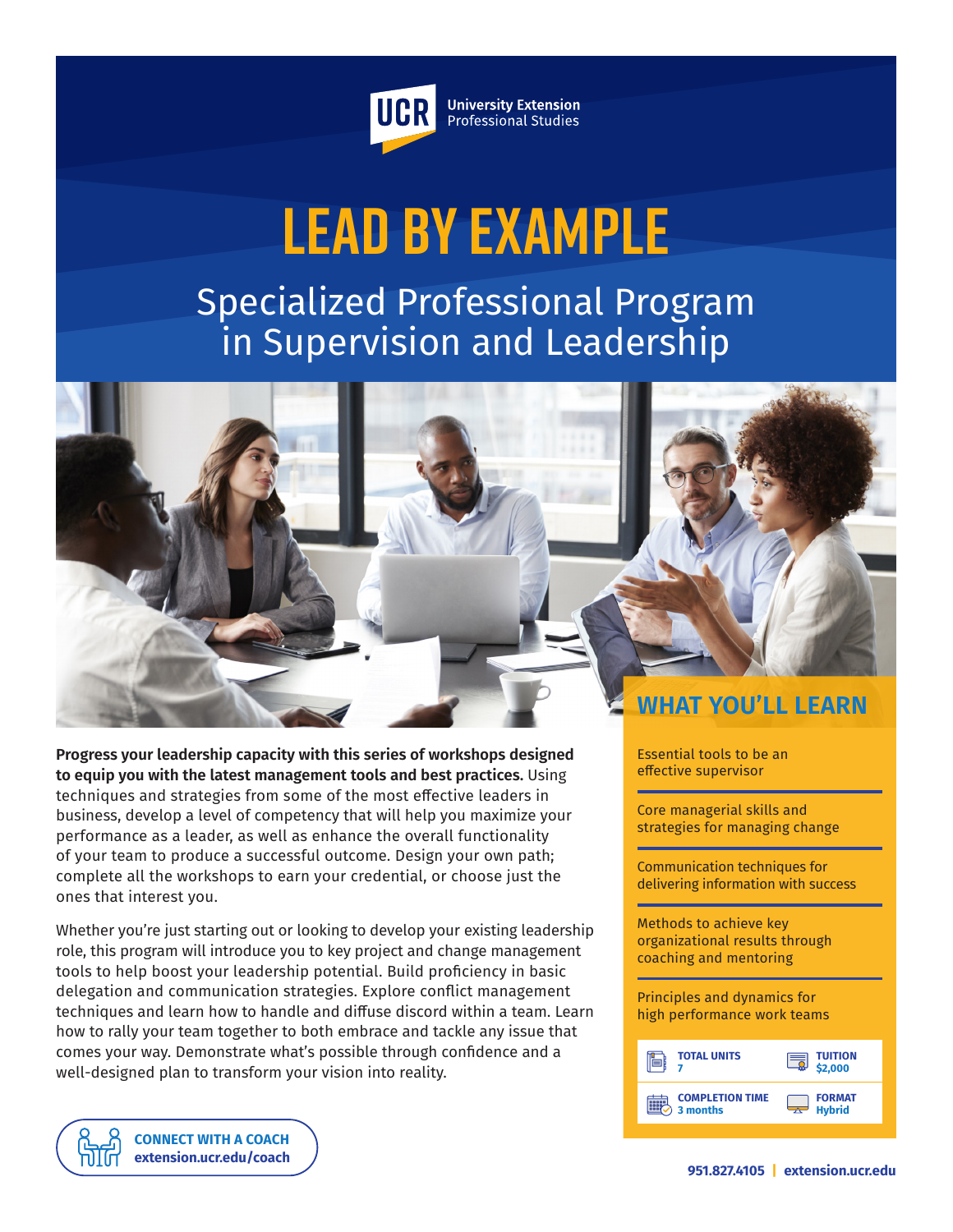UCR University Extension Professional Studies

# LEAD BY EXAMPLE

## Specialized Professional Program in Supervision and Leadership

**Progress your leadership capacity with this series of workshops designed to equip you with the latest management tools and best practices.** Using techniques and strategies from some of the most effective leaders in business, develop a level of competency that will help you maximize your performance as a leader, as well as enhance the overall functionality of your team to produce a successful outcome. Design your own path; complete all the workshops to earn your credential, or choose just the ones that interest you.

Whether you're just starting out or looking to develop your existing leadership role, this program will introduce you to key project and change management tools to help boost your leadership potential. Build proficiency in basic delegation and communication strategies. Explore conflict management techniques and learn how to handle and diffuse discord within a team. Learn how to rally your team together to both embrace and tackle any issue that comes your way. Demonstrate what's possible through confidence and a well-designed plan to transform your vision into reality.

## WHAT YOU'LL LEARN

- Essential tools to be an effective supervisor
- Core managerial skills and strategies for managing change
- Communication techniques for delivering information with success
- Methods to achieve key organizational results through coaching and mentoring
- Principles and dynamics for high performance work teams

| | |
|---|---|
| **TOTAL UNITS** 7 | **TUITION** $2,000 |
| **COMPLETION TIME** 3 months | **FORMAT** Hybrid |

**CONNECT WITH A COACH**
**extension.ucr.edu/coach**

951.827.4105 | extension.ucr.edu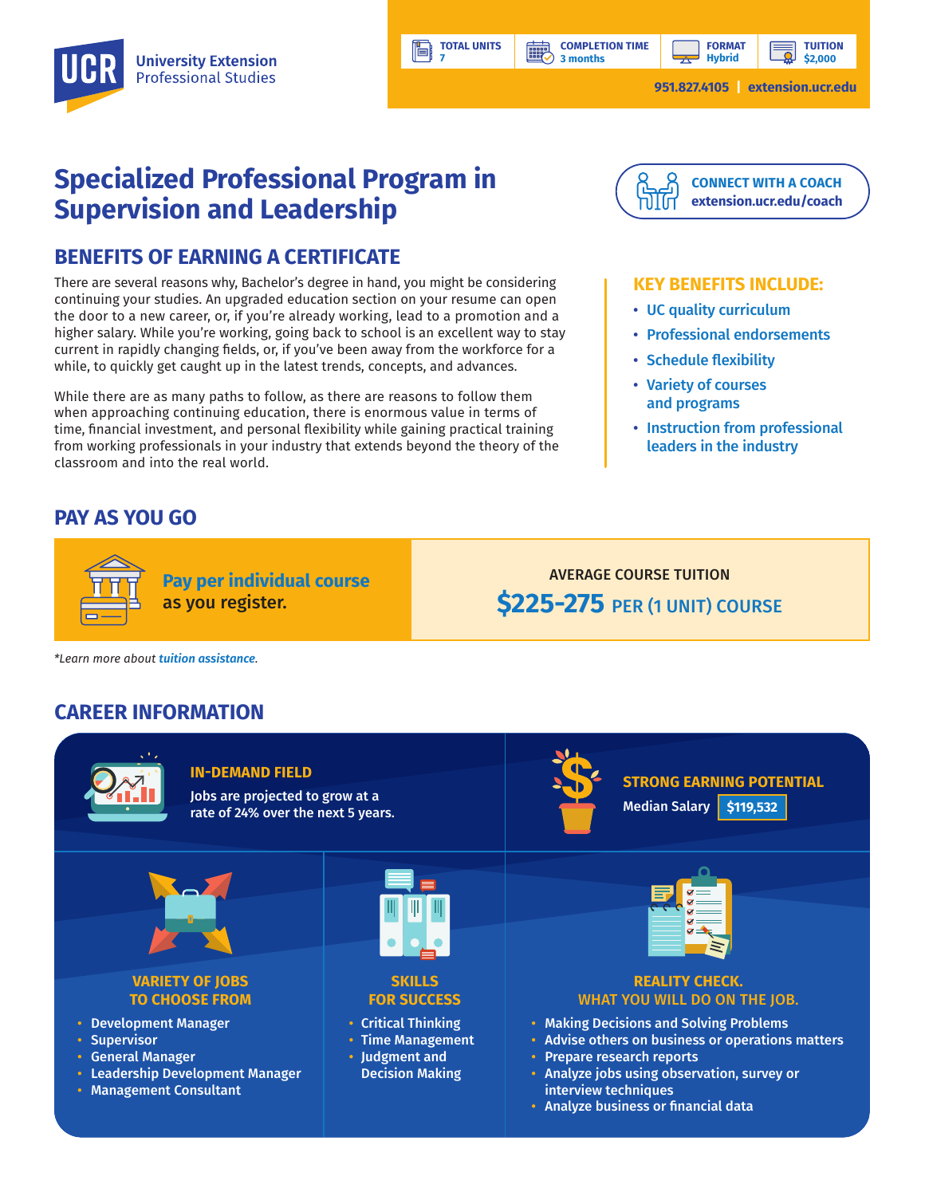UCR University Extension Professional Studies

| TOTAL UNITS | COMPLETION TIME | FORMAT | TUITION |
|---|---|---|---|
| 7 | 3 months | Hybrid | $2,000 |

951.827.4105 | extension.ucr.edu

# Specialized Professional Program in Supervision and Leadership

**CONNECT WITH A COACH**
extension.ucr.edu/coach

## BENEFITS OF EARNING A CERTIFICATE

There are several reasons why, Bachelor's degree in hand, you might be considering continuing your studies. An upgraded education section on your resume can open the door to a new career, or, if you're already working, lead to a promotion and a higher salary. While you're working, going back to school is an excellent way to stay current in rapidly changing fields, or, if you've been away from the workforce for a while, to quickly get caught up in the latest trends, concepts, and advances.

While there are as many paths to follow, as there are reasons to follow them when approaching continuing education, there is enormous value in terms of time, financial investment, and personal flexibility while gaining practical training from working professionals in your industry that extends beyond the theory of the classroom and into the real world.

### KEY BENEFITS INCLUDE:

- UC quality curriculum
- Professional endorsements
- Schedule flexibility
- Variety of courses and programs
- Instruction from professional leaders in the industry

## PAY AS YOU GO

**Pay per individual course** as you register.

AVERAGE COURSE TUITION
**$225-275** PER (1 UNIT) COURSE

*Learn more about tuition assistance.*

## CAREER INFORMATION

### IN-DEMAND FIELD

Jobs are projected to grow at a rate of 24% over the next 5 years.

### STRONG EARNING POTENTIAL

Median Salary **$119,532**

### VARIETY OF JOBS TO CHOOSE FROM

- Development Manager
- Supervisor
- General Manager
- Leadership Development Manager
- Management Consultant

### SKILLS FOR SUCCESS

- Critical Thinking
- Time Management
- Judgment and Decision Making

### REALITY CHECK. WHAT YOU WILL DO ON THE JOB.

- Making Decisions and Solving Problems
- Advise others on business or operations matters
- Prepare research reports
- Analyze jobs using observation, survey or interview techniques
- Analyze business or financial data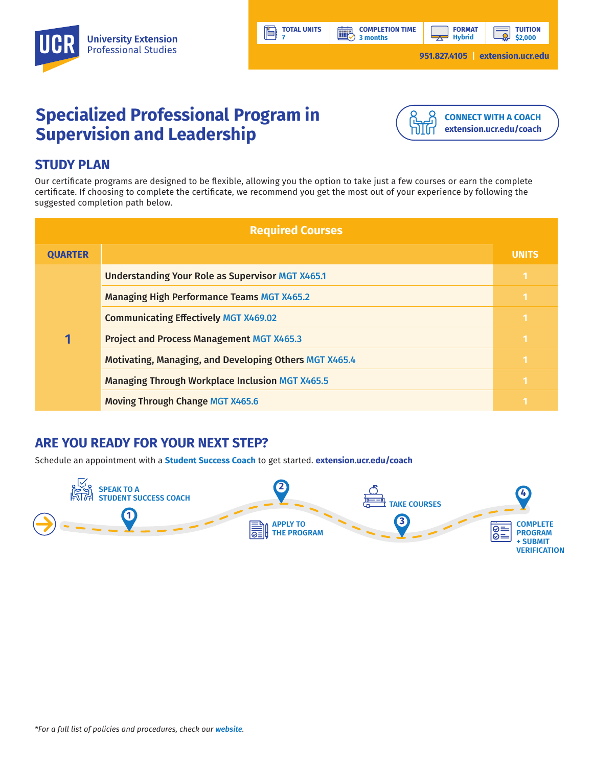UCR University Extension Professional Studies

| TOTAL UNITS | COMPLETION TIME | FORMAT | TUITION |
| --- | --- | --- | --- |
| 7 | 3 months | Hybrid | $2,000 |

951.827.4105 | extension.ucr.edu

# Specialized Professional Program in Supervision and Leadership

**CONNECT WITH A COACH**
extension.ucr.edu/coach

## STUDY PLAN

Our certificate programs are designed to be flexible, allowing you the option to take just a few courses or earn the complete certificate. If choosing to complete the certificate, we recommend you get the most out of your experience by following the suggested completion path below.

| Required Courses | | |
| --- | --- | --- |
| **QUARTER** | | **UNITS** |
| 1 | Understanding Your Role as Supervisor MGT X465.1 | 1 |
| | Managing High Performance Teams MGT X465.2 | 1 |
| | Communicating Effectively MGT X469.02 | 1 |
| | Project and Process Management MGT X465.3 | 1 |
| | Motivating, Managing, and Developing Others MGT X465.4 | 1 |
| | Managing Through Workplace Inclusion MGT X465.5 | 1 |
| | Moving Through Change MGT X465.6 | 1 |

## ARE YOU READY FOR YOUR NEXT STEP?

Schedule an appointment with a **Student Success Coach** to get started. **extension.ucr.edu/coach**

1. SPEAK TO A STUDENT SUCCESS COACH
2. APPLY TO THE PROGRAM
3. TAKE COURSES
4. COMPLETE PROGRAM + SUBMIT VERIFICATION

*For a full list of policies and procedures, check our **website**.*